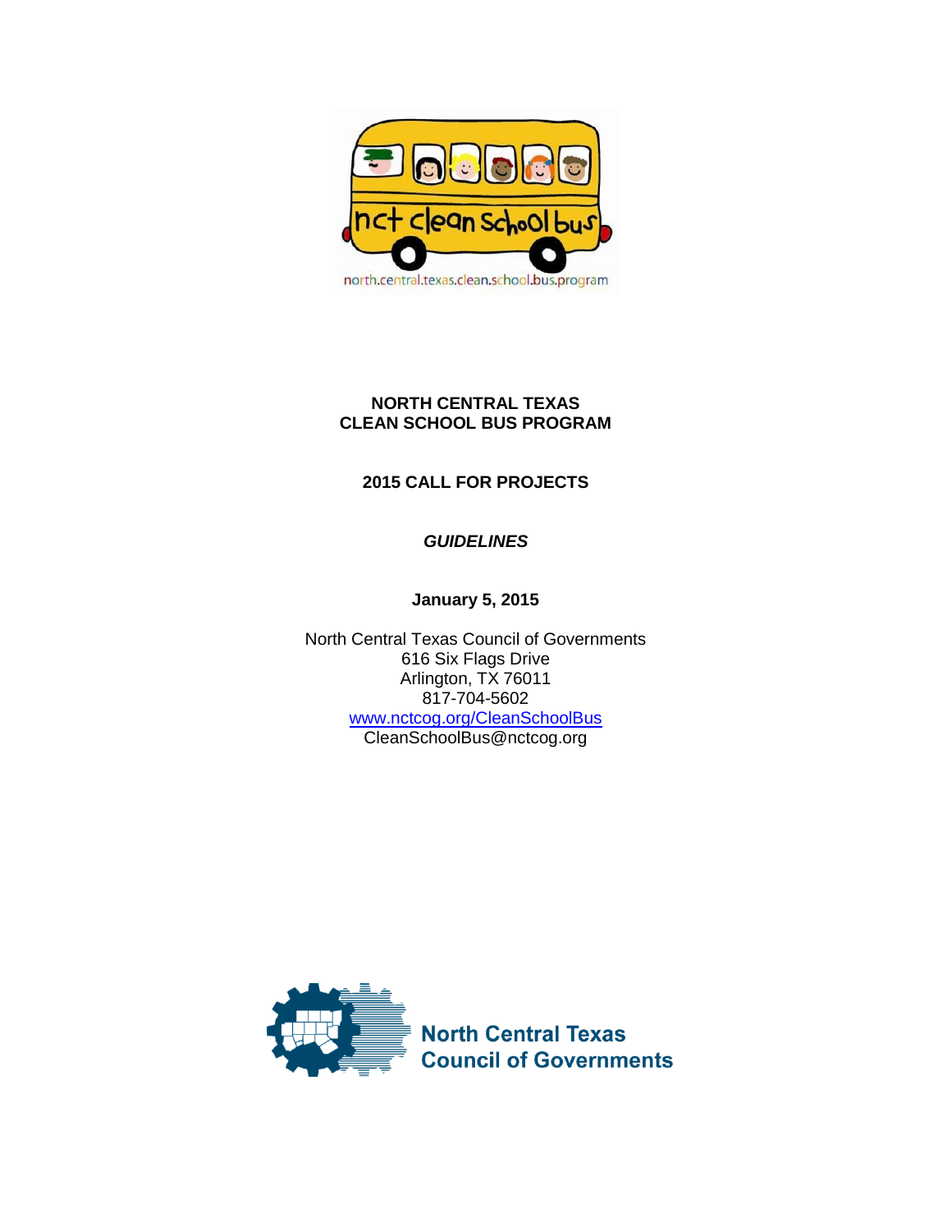# NORTH CENTRAL TEXAS
# CLEAN SCHOOL BUS PROGRAM

## 2015 CALL FOR PROJECTS

***GUIDELINES***

**January 5, 2015**

North Central Texas Council of Governments
616 Six Flags Drive
Arlington, TX 76011
817-704-5602
www.nctcog.org/CleanSchoolBus
CleanSchoolBus@nctcog.org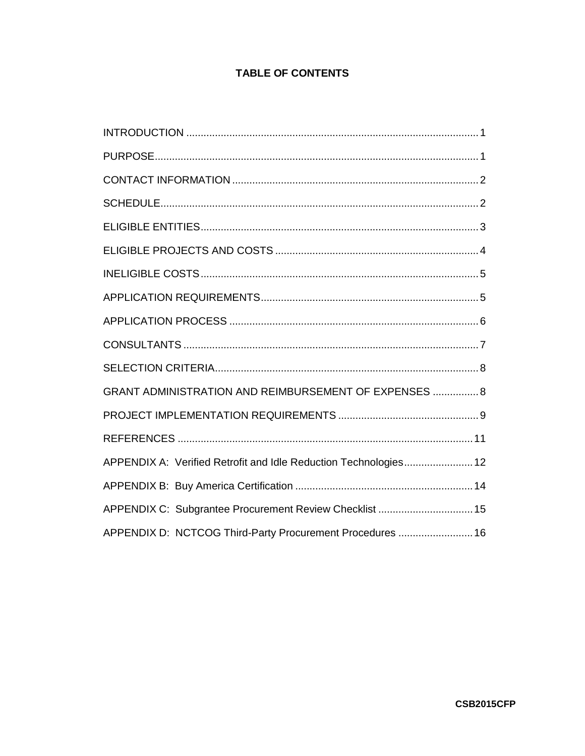# TABLE OF CONTENTS

| | |
|---|---|
| INTRODUCTION | 1 |
| PURPOSE | 1 |
| CONTACT INFORMATION | 2 |
| SCHEDULE | 2 |
| ELIGIBLE ENTITIES | 3 |
| ELIGIBLE PROJECTS AND COSTS | 4 |
| INELIGIBLE COSTS | 5 |
| APPLICATION REQUIREMENTS | 5 |
| APPLICATION PROCESS | 6 |
| CONSULTANTS | 7 |
| SELECTION CRITERIA | 8 |
| GRANT ADMINISTRATION AND REIMBURSEMENT OF EXPENSES | 8 |
| PROJECT IMPLEMENTATION REQUIREMENTS | 9 |
| REFERENCES | 11 |
| APPENDIX A: Verified Retrofit and Idle Reduction Technologies | 12 |
| APPENDIX B: Buy America Certification | 14 |
| APPENDIX C: Subgrantee Procurement Review Checklist | 15 |
| APPENDIX D: NCTCOG Third-Party Procurement Procedures | 16 |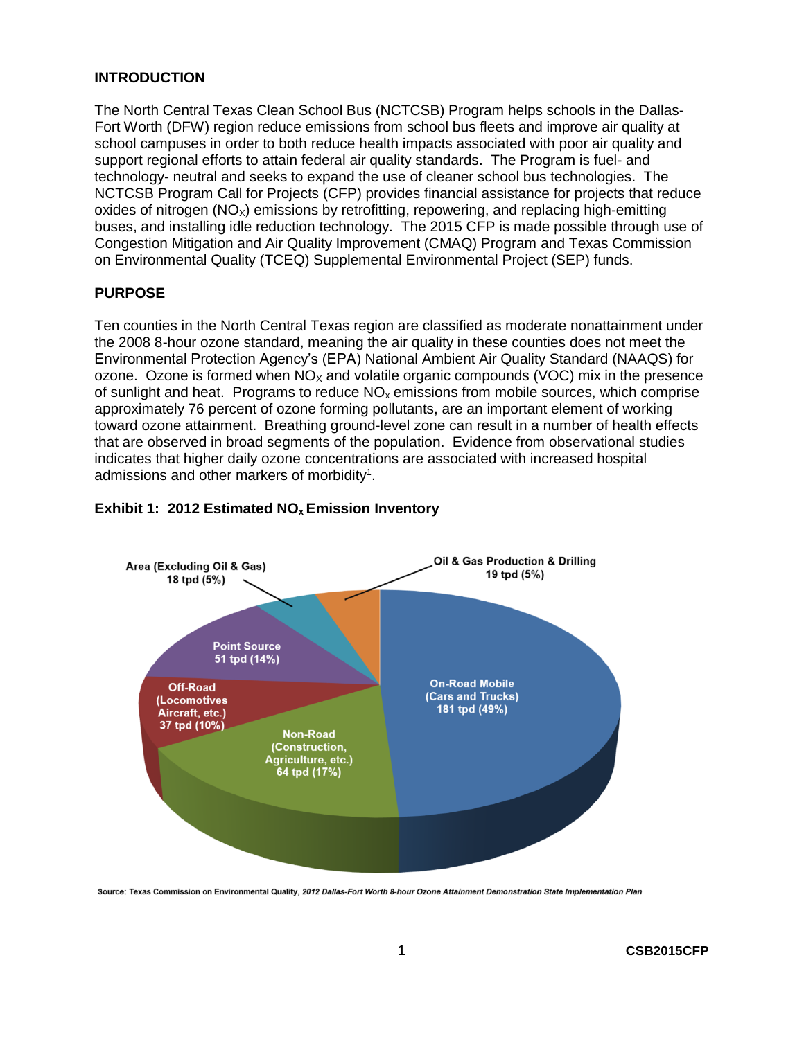## INTRODUCTION

The North Central Texas Clean School Bus (NCTCSB) Program helps schools in the Dallas-Fort Worth (DFW) region reduce emissions from school bus fleets and improve air quality at school campuses in order to both reduce health impacts associated with poor air quality and support regional efforts to attain federal air quality standards. The Program is fuel- and technology- neutral and seeks to expand the use of cleaner school bus technologies. The NCTCSB Program Call for Projects (CFP) provides financial assistance for projects that reduce oxides of nitrogen ($NO_X$) emissions by retrofitting, repowering, and replacing high-emitting buses, and installing idle reduction technology. The 2015 CFP is made possible through use of Congestion Mitigation and Air Quality Improvement (CMAQ) Program and Texas Commission on Environmental Quality (TCEQ) Supplemental Environmental Project (SEP) funds.

## PURPOSE

Ten counties in the North Central Texas region are classified as moderate nonattainment under the 2008 8-hour ozone standard, meaning the air quality in these counties does not meet the Environmental Protection Agency's (EPA) National Ambient Air Quality Standard (NAAQS) for ozone. Ozone is formed when $NO_X$ and volatile organic compounds (VOC) mix in the presence of sunlight and heat. Programs to reduce $NO_x$ emissions from mobile sources, which comprise approximately 76 percent of ozone forming pollutants, are an important element of working toward ozone attainment. Breathing ground-level zone can result in a number of health effects that are observed in broad segments of the population. Evidence from observational studies indicates that higher daily ozone concentrations are associated with increased hospital admissions and other markers of morbidity[1].

**Exhibit 1: 2012 Estimated $NO_x$ Emission Inventory**

- On-Road Mobile (Cars and Trucks) 181 tpd (49%)
- Non-Road (Construction, Agriculture, etc.) 64 tpd (17%)
- Off-Road (Locomotives Aircraft, etc.) 37 tpd (10%)
- Point Source 51 tpd (14%)
- Area (Excluding Oil & Gas) 18 tpd (5%)
- Oil & Gas Production & Drilling 19 tpd (5%)

Source: Texas Commission on Environmental Quality, *2012 Dallas-Fort Worth 8-hour Ozone Attainment Demonstration State Implementation Plan*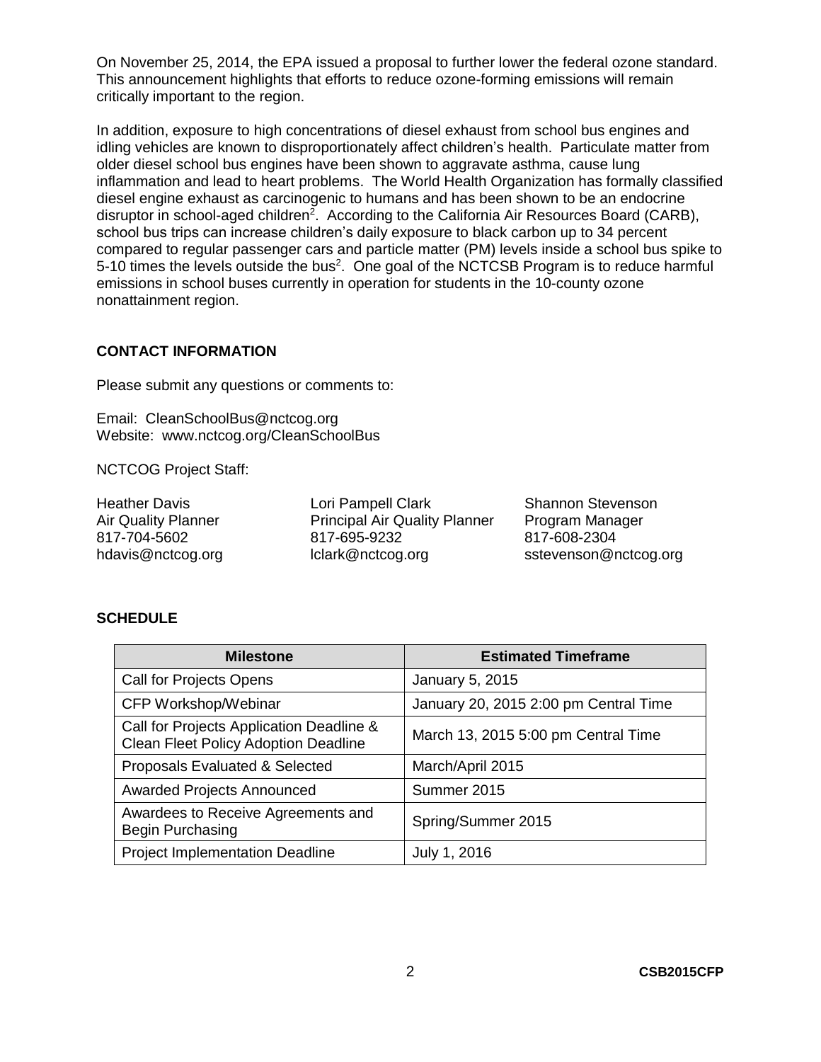On November 25, 2014, the EPA issued a proposal to further lower the federal ozone standard. This announcement highlights that efforts to reduce ozone-forming emissions will remain critically important to the region.

In addition, exposure to high concentrations of diesel exhaust from school bus engines and idling vehicles are known to disproportionately affect children's health. Particulate matter from older diesel school bus engines have been shown to aggravate asthma, cause lung inflammation and lead to heart problems. The World Health Organization has formally classified diesel engine exhaust as carcinogenic to humans and has been shown to be an endocrine disruptor in school-aged children[2]. According to the California Air Resources Board (CARB), school bus trips can increase children's daily exposure to black carbon up to 34 percent compared to regular passenger cars and particle matter (PM) levels inside a school bus spike to 5-10 times the levels outside the bus[2]. One goal of the NCTCSB Program is to reduce harmful emissions in school buses currently in operation for students in the 10-county ozone nonattainment region.

## CONTACT INFORMATION

Please submit any questions or comments to:

Email: CleanSchoolBus@nctcog.org
Website: www.nctcog.org/CleanSchoolBus

NCTCOG Project Staff:

Heather Davis
Air Quality Planner
817-704-5602
hdavis@nctcog.org

Lori Pampell Clark
Principal Air Quality Planner
817-695-9232
lclark@nctcog.org

Shannon Stevenson
Program Manager
817-608-2304
sstevenson@nctcog.org

## SCHEDULE

| Milestone | Estimated Timeframe |
|---|---|
| Call for Projects Opens | January 5, 2015 |
| CFP Workshop/Webinar | January 20, 2015 2:00 pm Central Time |
| Call for Projects Application Deadline & Clean Fleet Policy Adoption Deadline | March 13, 2015 5:00 pm Central Time |
| Proposals Evaluated & Selected | March/April 2015 |
| Awarded Projects Announced | Summer 2015 |
| Awardees to Receive Agreements and Begin Purchasing | Spring/Summer 2015 |
| Project Implementation Deadline | July 1, 2016 |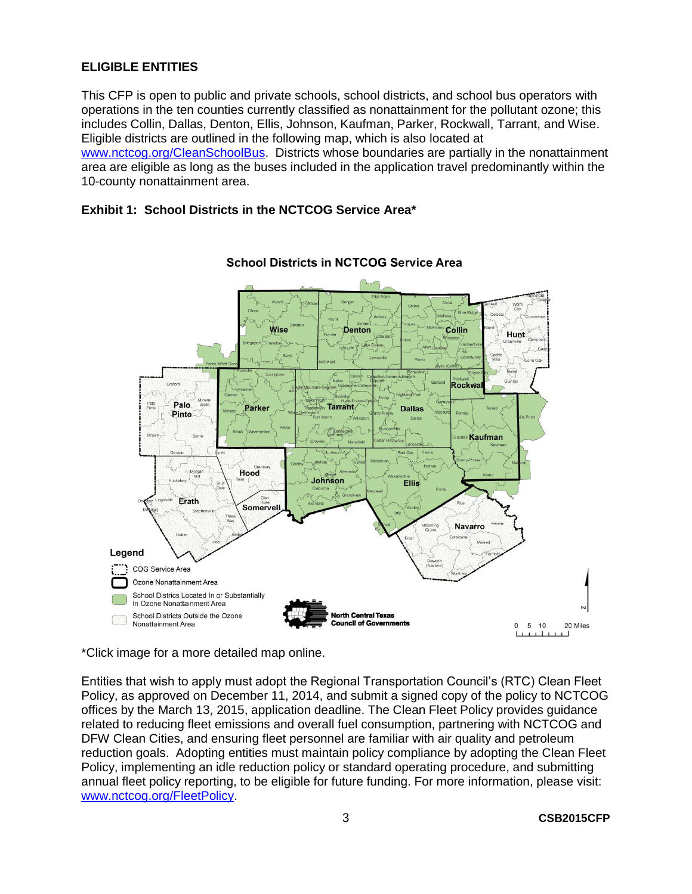## ELIGIBLE ENTITIES

This CFP is open to public and private schools, school districts, and school bus operators with operations in the ten counties currently classified as nonattainment for the pollutant ozone; this includes Collin, Dallas, Denton, Ellis, Johnson, Kaufman, Parker, Rockwall, Tarrant, and Wise. Eligible districts are outlined in the following map, which is also located at www.nctcog.org/CleanSchoolBus. Districts whose boundaries are partially in the nonattainment area are eligible as long as the buses included in the application travel predominantly within the 10-county nonattainment area.

### Exhibit 1: School Districts in the NCTCOG Service Area*

*Click image for a more detailed map online.

Entities that wish to apply must adopt the Regional Transportation Council's (RTC) Clean Fleet Policy, as approved on December 11, 2014, and submit a signed copy of the policy to NCTCOG offices by the March 13, 2015, application deadline. The Clean Fleet Policy provides guidance related to reducing fleet emissions and overall fuel consumption, partnering with NCTCOG and DFW Clean Cities, and ensuring fleet personnel are familiar with air quality and petroleum reduction goals. Adopting entities must maintain policy compliance by adopting the Clean Fleet Policy, implementing an idle reduction policy or standard operating procedure, and submitting annual fleet policy reporting, to be eligible for future funding. For more information, please visit: www.nctcog.org/FleetPolicy.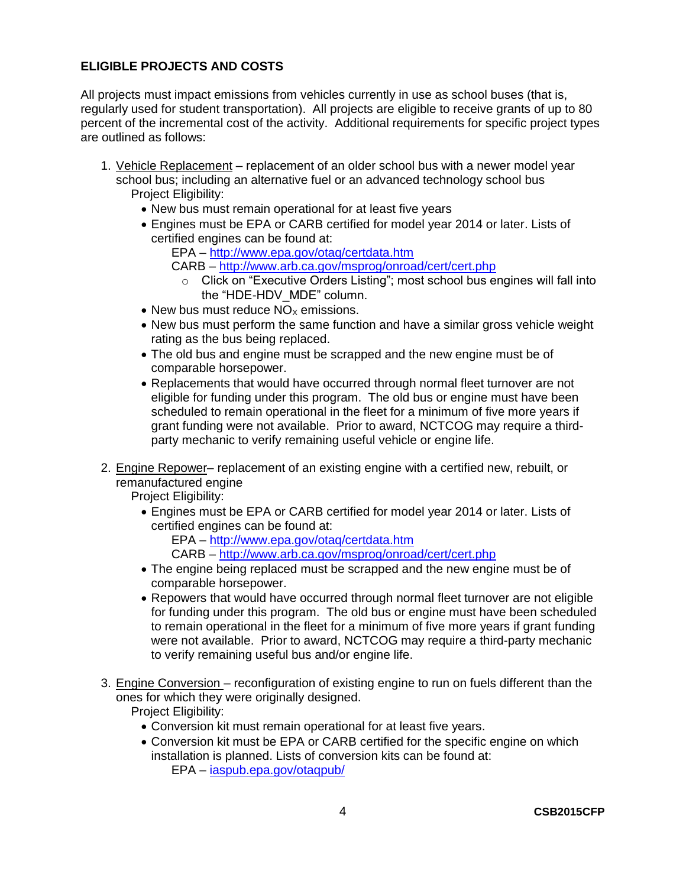**ELIGIBLE PROJECTS AND COSTS**

All projects must impact emissions from vehicles currently in use as school buses (that is, regularly used for student transportation). All projects are eligible to receive grants of up to 80 percent of the incremental cost of the activity. Additional requirements for specific project types are outlined as follows:

1. Vehicle Replacement – replacement of an older school bus with a newer model year school bus; including an alternative fuel or an advanced technology school bus

   Project Eligibility:
   - New bus must remain operational for at least five years
   - Engines must be EPA or CARB certified for model year 2014 or later. Lists of certified engines can be found at:
     
     EPA – http://www.epa.gov/otaq/certdata.htm
     
     CARB – http://www.arb.ca.gov/msprog/onroad/cert/cert.php
     - Click on "Executive Orders Listing"; most school bus engines will fall into the "HDE-HDV_MDE" column.
   - New bus must reduce $NO_X$ emissions.
   - New bus must perform the same function and have a similar gross vehicle weight rating as the bus being replaced.
   - The old bus and engine must be scrapped and the new engine must be of comparable horsepower.
   - Replacements that would have occurred through normal fleet turnover are not eligible for funding under this program. The old bus or engine must have been scheduled to remain operational in the fleet for a minimum of five more years if grant funding were not available. Prior to award, NCTCOG may require a third-party mechanic to verify remaining useful vehicle or engine life.

2. Engine Repower– replacement of an existing engine with a certified new, rebuilt, or remanufactured engine

   Project Eligibility:
   - Engines must be EPA or CARB certified for model year 2014 or later. Lists of certified engines can be found at:
     
     EPA – http://www.epa.gov/otaq/certdata.htm
     
     CARB – http://www.arb.ca.gov/msprog/onroad/cert/cert.php
   - The engine being replaced must be scrapped and the new engine must be of comparable horsepower.
   - Repowers that would have occurred through normal fleet turnover are not eligible for funding under this program. The old bus or engine must have been scheduled to remain operational in the fleet for a minimum of five more years if grant funding were not available. Prior to award, NCTCOG may require a third-party mechanic to verify remaining useful bus and/or engine life.

3. Engine Conversion – reconfiguration of existing engine to run on fuels different than the ones for which they were originally designed.

   Project Eligibility:
   - Conversion kit must remain operational for at least five years.
   - Conversion kit must be EPA or CARB certified for the specific engine on which installation is planned. Lists of conversion kits can be found at:
     
     EPA – iaspub.epa.gov/otaqpub/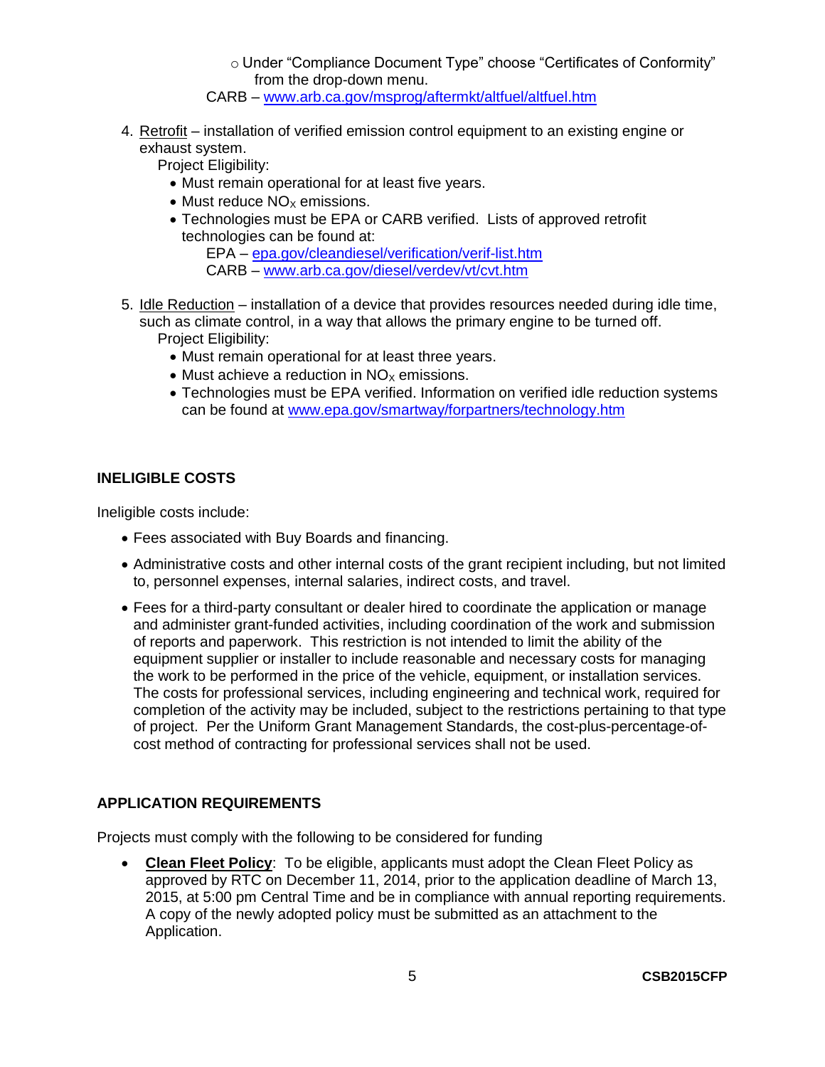- Under "Compliance Document Type" choose "Certificates of Conformity" from the drop-down menu.

CARB – www.arb.ca.gov/msprog/aftermkt/altfuel/altfuel.htm

4. Retrofit – installation of verified emission control equipment to an existing engine or exhaust system.

   Project Eligibility:
   - Must remain operational for at least five years.
   - Must reduce $NO_X$ emissions.
   - Technologies must be EPA or CARB verified. Lists of approved retrofit technologies can be found at:

     EPA – epa.gov/cleandiesel/verification/verif-list.htm

     CARB – www.arb.ca.gov/diesel/verdev/vt/cvt.htm

5. Idle Reduction – installation of a device that provides resources needed during idle time, such as climate control, in a way that allows the primary engine to be turned off.

   Project Eligibility:
   - Must remain operational for at least three years.
   - Must achieve a reduction in $NO_X$ emissions.
   - Technologies must be EPA verified. Information on verified idle reduction systems can be found at www.epa.gov/smartway/forpartners/technology.htm

## INELIGIBLE COSTS

Ineligible costs include:

- Fees associated with Buy Boards and financing.
- Administrative costs and other internal costs of the grant recipient including, but not limited to, personnel expenses, internal salaries, indirect costs, and travel.
- Fees for a third-party consultant or dealer hired to coordinate the application or manage and administer grant-funded activities, including coordination of the work and submission of reports and paperwork. This restriction is not intended to limit the ability of the equipment supplier or installer to include reasonable and necessary costs for managing the work to be performed in the price of the vehicle, equipment, or installation services. The costs for professional services, including engineering and technical work, required for completion of the activity may be included, subject to the restrictions pertaining to that type of project. Per the Uniform Grant Management Standards, the cost-plus-percentage-of-cost method of contracting for professional services shall not be used.

## APPLICATION REQUIREMENTS

Projects must comply with the following to be considered for funding

- **Clean Fleet Policy**: To be eligible, applicants must adopt the Clean Fleet Policy as approved by RTC on December 11, 2014, prior to the application deadline of March 13, 2015, at 5:00 pm Central Time and be in compliance with annual reporting requirements. A copy of the newly adopted policy must be submitted as an attachment to the Application.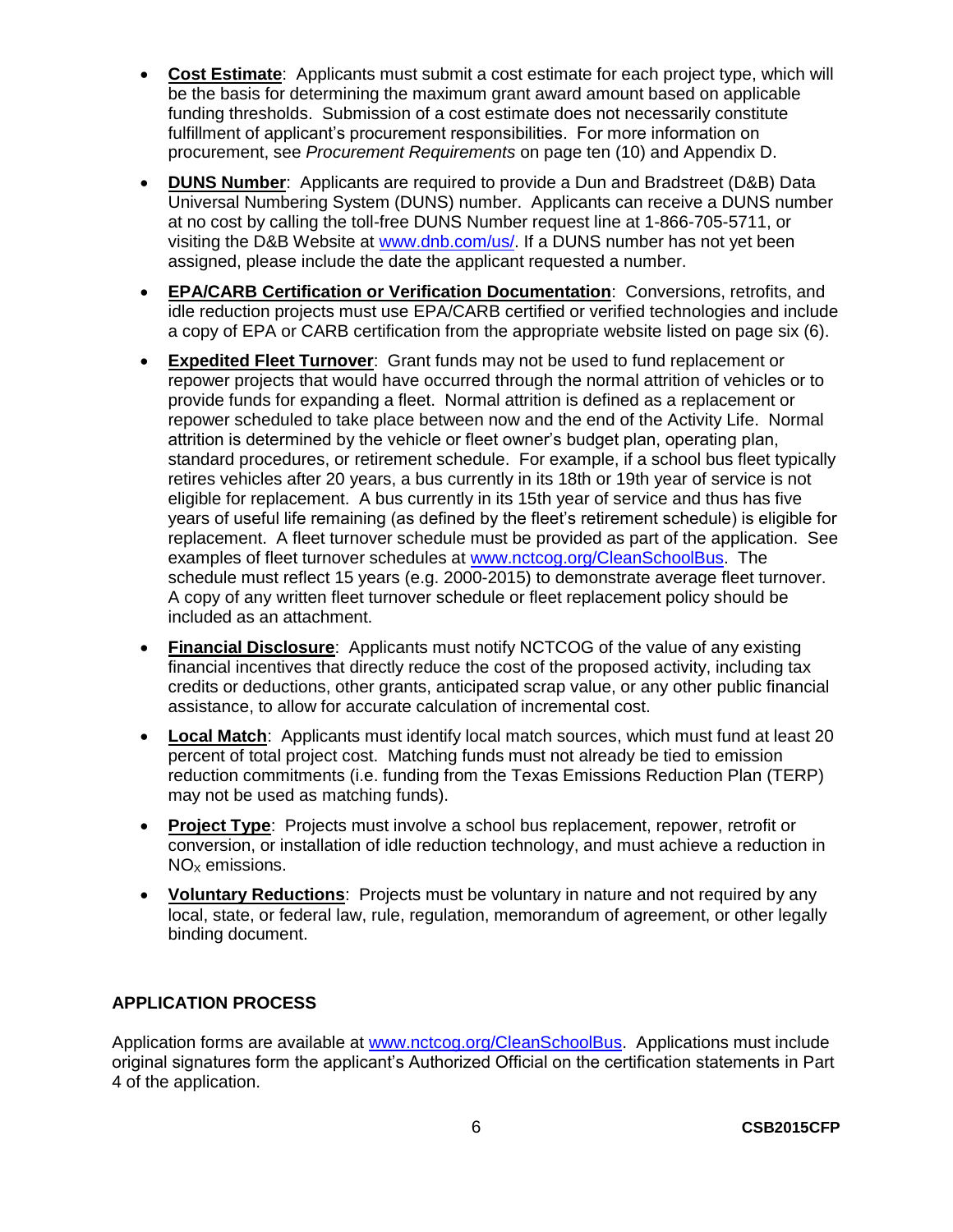- **Cost Estimate**: Applicants must submit a cost estimate for each project type, which will be the basis for determining the maximum grant award amount based on applicable funding thresholds. Submission of a cost estimate does not necessarily constitute fulfillment of applicant's procurement responsibilities. For more information on procurement, see *Procurement Requirements* on page ten (10) and Appendix D.

- **DUNS Number**: Applicants are required to provide a Dun and Bradstreet (D&B) Data Universal Numbering System (DUNS) number. Applicants can receive a DUNS number at no cost by calling the toll-free DUNS Number request line at 1-866-705-5711, or visiting the D&B Website at www.dnb.com/us/. If a DUNS number has not yet been assigned, please include the date the applicant requested a number.

- **EPA/CARB Certification or Verification Documentation**: Conversions, retrofits, and idle reduction projects must use EPA/CARB certified or verified technologies and include a copy of EPA or CARB certification from the appropriate website listed on page six (6).

- **Expedited Fleet Turnover**: Grant funds may not be used to fund replacement or repower projects that would have occurred through the normal attrition of vehicles or to provide funds for expanding a fleet. Normal attrition is defined as a replacement or repower scheduled to take place between now and the end of the Activity Life. Normal attrition is determined by the vehicle or fleet owner's budget plan, operating plan, standard procedures, or retirement schedule. For example, if a school bus fleet typically retires vehicles after 20 years, a bus currently in its 18th or 19th year of service is not eligible for replacement. A bus currently in its 15th year of service and thus has five years of useful life remaining (as defined by the fleet's retirement schedule) is eligible for replacement. A fleet turnover schedule must be provided as part of the application. See examples of fleet turnover schedules at www.nctcog.org/CleanSchoolBus. The schedule must reflect 15 years (e.g. 2000-2015) to demonstrate average fleet turnover. A copy of any written fleet turnover schedule or fleet replacement policy should be included as an attachment.

- **Financial Disclosure**: Applicants must notify NCTCOG of the value of any existing financial incentives that directly reduce the cost of the proposed activity, including tax credits or deductions, other grants, anticipated scrap value, or any other public financial assistance, to allow for accurate calculation of incremental cost.

- **Local Match**: Applicants must identify local match sources, which must fund at least 20 percent of total project cost. Matching funds must not already be tied to emission reduction commitments (i.e. funding from the Texas Emissions Reduction Plan (TERP) may not be used as matching funds).

- **Project Type**: Projects must involve a school bus replacement, repower, retrofit or conversion, or installation of idle reduction technology, and must achieve a reduction in $NO_X$ emissions.

- **Voluntary Reductions**: Projects must be voluntary in nature and not required by any local, state, or federal law, rule, regulation, memorandum of agreement, or other legally binding document.

## APPLICATION PROCESS

Application forms are available at www.nctcog.org/CleanSchoolBus. Applications must include original signatures form the applicant's Authorized Official on the certification statements in Part 4 of the application.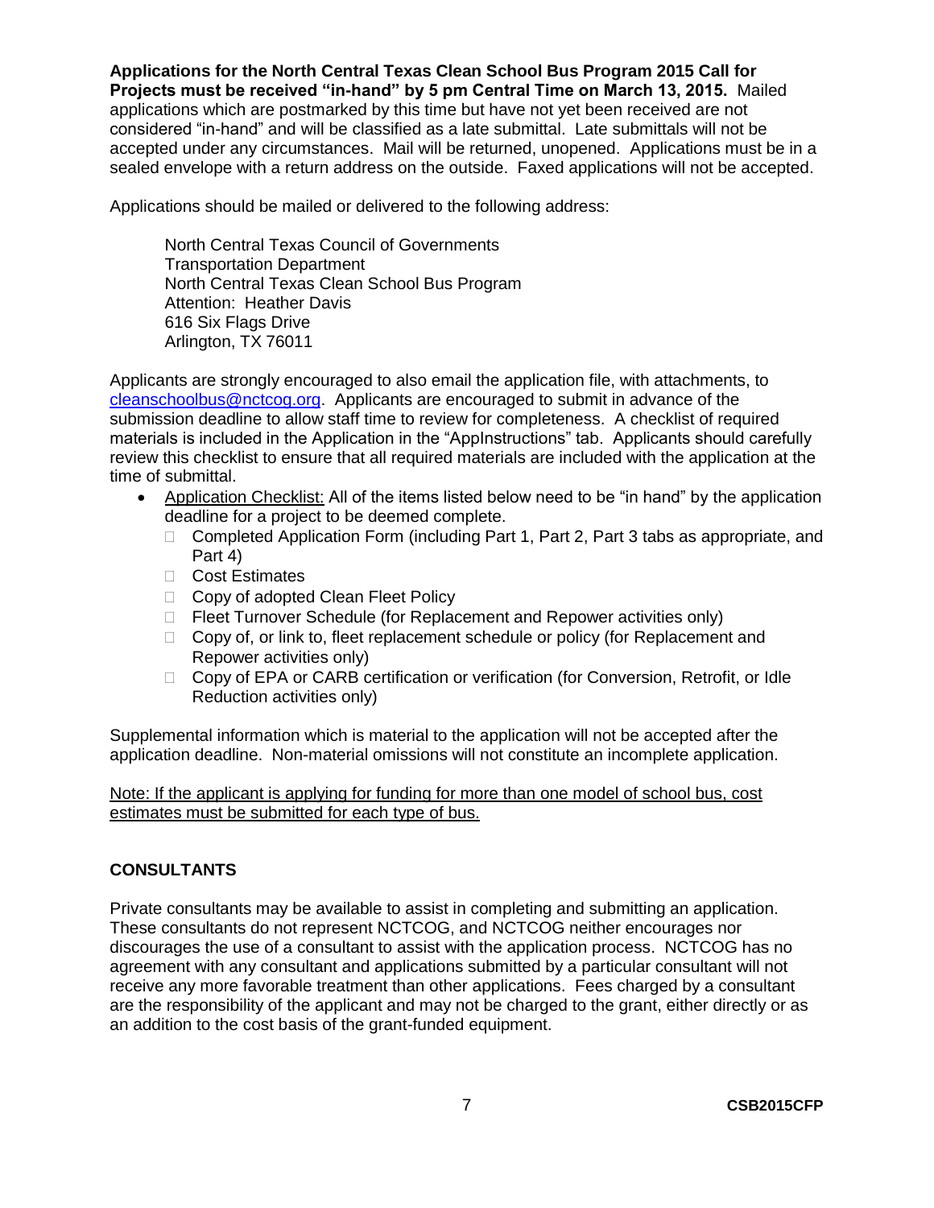**Applications for the North Central Texas Clean School Bus Program 2015 Call for Projects must be received "in-hand" by 5 pm Central Time on March 13, 2015.** Mailed applications which are postmarked by this time but have not yet been received are not considered "in-hand" and will be classified as a late submittal. Late submittals will not be accepted under any circumstances. Mail will be returned, unopened. Applications must be in a sealed envelope with a return address on the outside. Faxed applications will not be accepted.

Applications should be mailed or delivered to the following address:

North Central Texas Council of Governments
Transportation Department
North Central Texas Clean School Bus Program
Attention: Heather Davis
616 Six Flags Drive
Arlington, TX 76011

Applicants are strongly encouraged to also email the application file, with attachments, to cleanschoolbus@nctcog.org. Applicants are encouraged to submit in advance of the submission deadline to allow staff time to review for completeness. A checklist of required materials is included in the Application in the "AppInstructions" tab. Applicants should carefully review this checklist to ensure that all required materials are included with the application at the time of submittal.

- Application Checklist: All of the items listed below need to be "in hand" by the application deadline for a project to be deemed complete.
  - ☐ Completed Application Form (including Part 1, Part 2, Part 3 tabs as appropriate, and Part 4)
  - ☐ Cost Estimates
  - ☐ Copy of adopted Clean Fleet Policy
  - ☐ Fleet Turnover Schedule (for Replacement and Repower activities only)
  - ☐ Copy of, or link to, fleet replacement schedule or policy (for Replacement and Repower activities only)
  - ☐ Copy of EPA or CARB certification or verification (for Conversion, Retrofit, or Idle Reduction activities only)

Supplemental information which is material to the application will not be accepted after the application deadline. Non-material omissions will not constitute an incomplete application.

Note: If the applicant is applying for funding for more than one model of school bus, cost estimates must be submitted for each type of bus.

## CONSULTANTS

Private consultants may be available to assist in completing and submitting an application. These consultants do not represent NCTCOG, and NCTCOG neither encourages nor discourages the use of a consultant to assist with the application process. NCTCOG has no agreement with any consultant and applications submitted by a particular consultant will not receive any more favorable treatment than other applications. Fees charged by a consultant are the responsibility of the applicant and may not be charged to the grant, either directly or as an addition to the cost basis of the grant-funded equipment.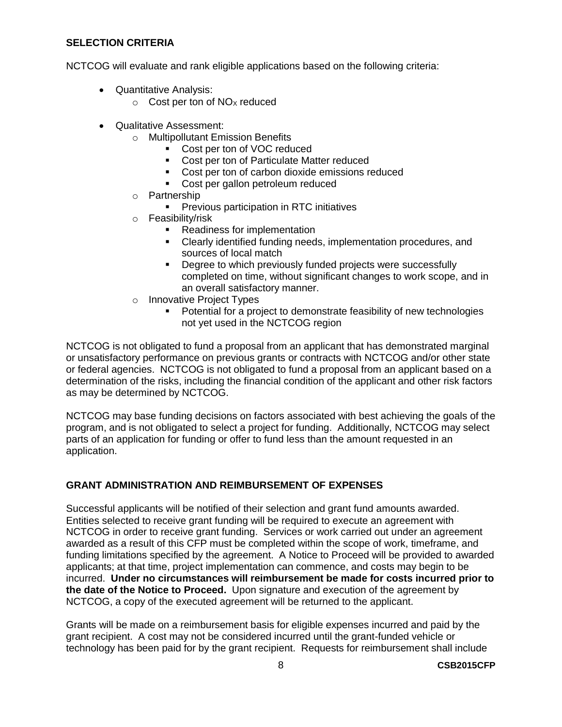## SELECTION CRITERIA

NCTCOG will evaluate and rank eligible applications based on the following criteria:

- Quantitative Analysis:
  - Cost per ton of $NO_X$ reduced
- Qualitative Assessment:
  - Multipollutant Emission Benefits
    - Cost per ton of VOC reduced
    - Cost per ton of Particulate Matter reduced
    - Cost per ton of carbon dioxide emissions reduced
    - Cost per gallon petroleum reduced
  - Partnership
    - Previous participation in RTC initiatives
  - Feasibility/risk
    - Readiness for implementation
    - Clearly identified funding needs, implementation procedures, and sources of local match
    - Degree to which previously funded projects were successfully completed on time, without significant changes to work scope, and in an overall satisfactory manner.
  - Innovative Project Types
    - Potential for a project to demonstrate feasibility of new technologies not yet used in the NCTCOG region

NCTCOG is not obligated to fund a proposal from an applicant that has demonstrated marginal or unsatisfactory performance on previous grants or contracts with NCTCOG and/or other state or federal agencies. NCTCOG is not obligated to fund a proposal from an applicant based on a determination of the risks, including the financial condition of the applicant and other risk factors as may be determined by NCTCOG.

NCTCOG may base funding decisions on factors associated with best achieving the goals of the program, and is not obligated to select a project for funding. Additionally, NCTCOG may select parts of an application for funding or offer to fund less than the amount requested in an application.

## GRANT ADMINISTRATION AND REIMBURSEMENT OF EXPENSES

Successful applicants will be notified of their selection and grant fund amounts awarded. Entities selected to receive grant funding will be required to execute an agreement with NCTCOG in order to receive grant funding. Services or work carried out under an agreement awarded as a result of this CFP must be completed within the scope of work, timeframe, and funding limitations specified by the agreement. A Notice to Proceed will be provided to awarded applicants; at that time, project implementation can commence, and costs may begin to be incurred. **Under no circumstances will reimbursement be made for costs incurred prior to the date of the Notice to Proceed.** Upon signature and execution of the agreement by NCTCOG, a copy of the executed agreement will be returned to the applicant.

Grants will be made on a reimbursement basis for eligible expenses incurred and paid by the grant recipient. A cost may not be considered incurred until the grant-funded vehicle or technology has been paid for by the grant recipient. Requests for reimbursement shall include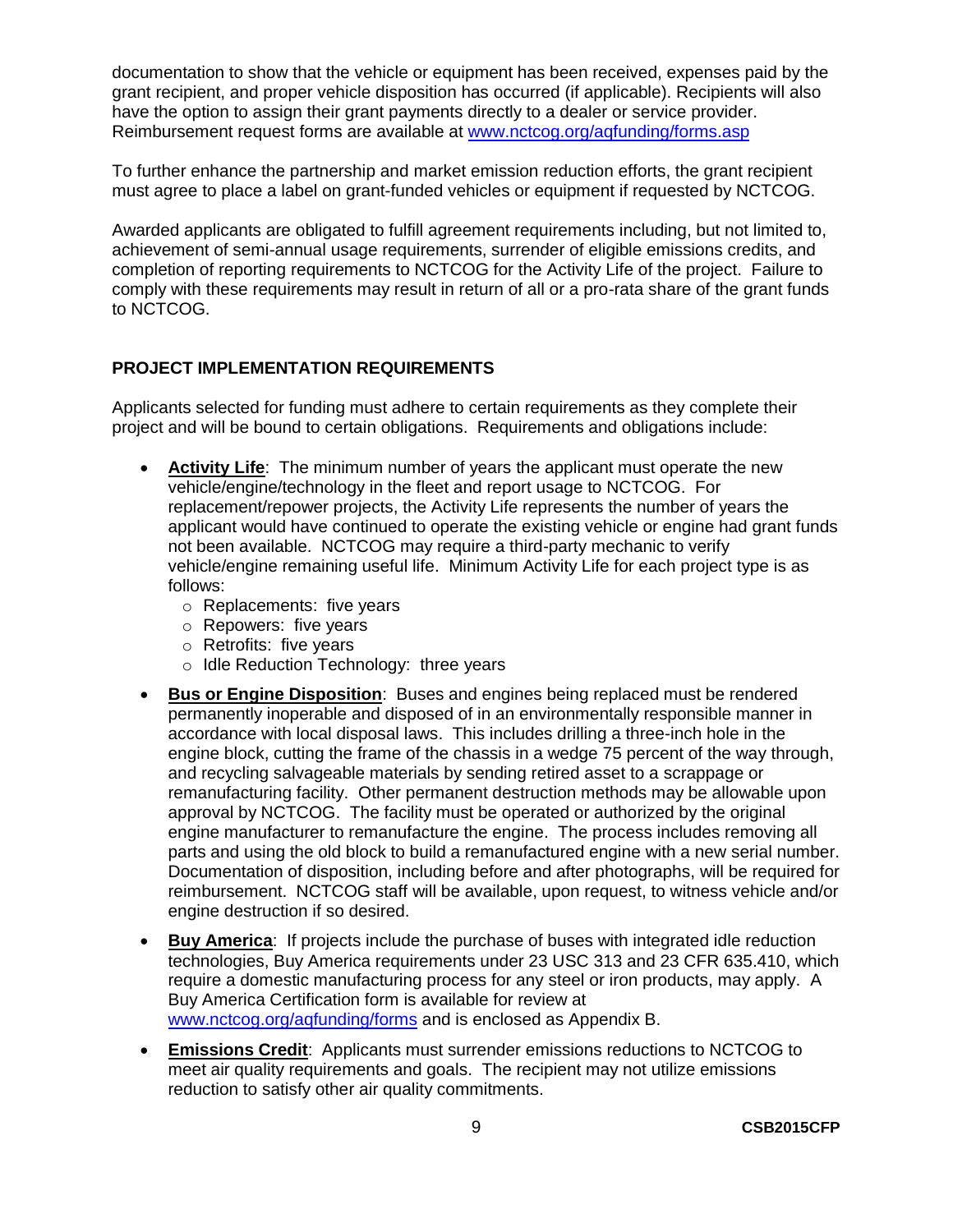documentation to show that the vehicle or equipment has been received, expenses paid by the grant recipient, and proper vehicle disposition has occurred (if applicable). Recipients will also have the option to assign their grant payments directly to a dealer or service provider. Reimbursement request forms are available at [www.nctcog.org/aqfunding/forms.asp](www.nctcog.org/aqfunding/forms.asp)

To further enhance the partnership and market emission reduction efforts, the grant recipient must agree to place a label on grant-funded vehicles or equipment if requested by NCTCOG.

Awarded applicants are obligated to fulfill agreement requirements including, but not limited to, achievement of semi-annual usage requirements, surrender of eligible emissions credits, and completion of reporting requirements to NCTCOG for the Activity Life of the project. Failure to comply with these requirements may result in return of all or a pro-rata share of the grant funds to NCTCOG.

## PROJECT IMPLEMENTATION REQUIREMENTS

Applicants selected for funding must adhere to certain requirements as they complete their project and will be bound to certain obligations. Requirements and obligations include:

- **Activity Life**: The minimum number of years the applicant must operate the new vehicle/engine/technology in the fleet and report usage to NCTCOG. For replacement/repower projects, the Activity Life represents the number of years the applicant would have continued to operate the existing vehicle or engine had grant funds not been available. NCTCOG may require a third-party mechanic to verify vehicle/engine remaining useful life. Minimum Activity Life for each project type is as follows:
  - Replacements: five years
  - Repowers: five years
  - Retrofits: five years
  - Idle Reduction Technology: three years
- **Bus or Engine Disposition**: Buses and engines being replaced must be rendered permanently inoperable and disposed of in an environmentally responsible manner in accordance with local disposal laws. This includes drilling a three-inch hole in the engine block, cutting the frame of the chassis in a wedge 75 percent of the way through, and recycling salvageable materials by sending retired asset to a scrappage or remanufacturing facility. Other permanent destruction methods may be allowable upon approval by NCTCOG. The facility must be operated or authorized by the original engine manufacturer to remanufacture the engine. The process includes removing all parts and using the old block to build a remanufactured engine with a new serial number. Documentation of disposition, including before and after photographs, will be required for reimbursement. NCTCOG staff will be available, upon request, to witness vehicle and/or engine destruction if so desired.
- **Buy America**: If projects include the purchase of buses with integrated idle reduction technologies, Buy America requirements under 23 USC 313 and 23 CFR 635.410, which require a domestic manufacturing process for any steel or iron products, may apply. A Buy America Certification form is available for review at [www.nctcog.org/aqfunding/forms](www.nctcog.org/aqfunding/forms) and is enclosed as Appendix B.
- **Emissions Credit**: Applicants must surrender emissions reductions to NCTCOG to meet air quality requirements and goals. The recipient may not utilize emissions reduction to satisfy other air quality commitments.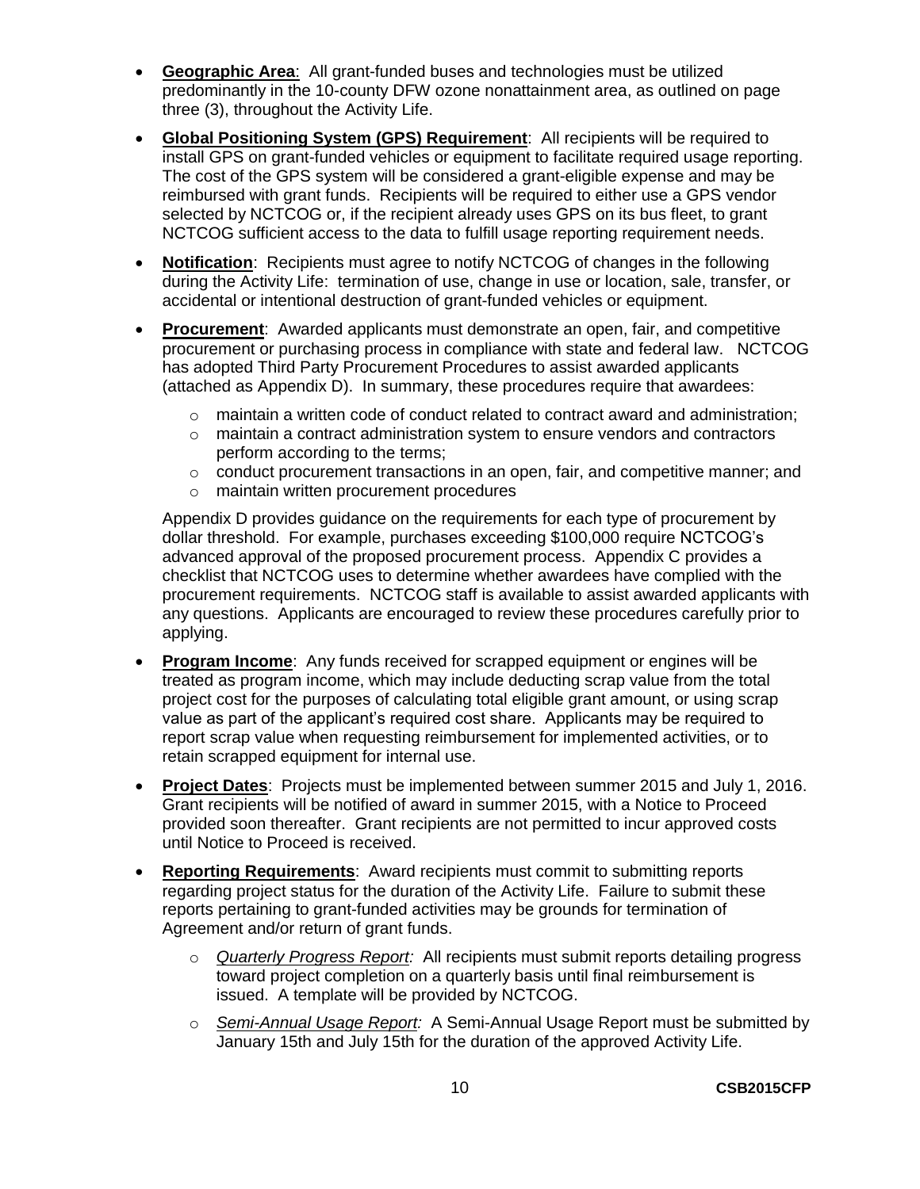- **Geographic Area**: All grant-funded buses and technologies must be utilized predominantly in the 10-county DFW ozone nonattainment area, as outlined on page three (3), throughout the Activity Life.
- **Global Positioning System (GPS) Requirement**: All recipients will be required to install GPS on grant-funded vehicles or equipment to facilitate required usage reporting. The cost of the GPS system will be considered a grant-eligible expense and may be reimbursed with grant funds. Recipients will be required to either use a GPS vendor selected by NCTCOG or, if the recipient already uses GPS on its bus fleet, to grant NCTCOG sufficient access to the data to fulfill usage reporting requirement needs.
- **Notification**: Recipients must agree to notify NCTCOG of changes in the following during the Activity Life: termination of use, change in use or location, sale, transfer, or accidental or intentional destruction of grant-funded vehicles or equipment.
- **Procurement**: Awarded applicants must demonstrate an open, fair, and competitive procurement or purchasing process in compliance with state and federal law. NCTCOG has adopted Third Party Procurement Procedures to assist awarded applicants (attached as Appendix D). In summary, these procedures require that awardees:
  - maintain a written code of conduct related to contract award and administration;
  - maintain a contract administration system to ensure vendors and contractors perform according to the terms;
  - conduct procurement transactions in an open, fair, and competitive manner; and
  - maintain written procurement procedures

  Appendix D provides guidance on the requirements for each type of procurement by dollar threshold. For example, purchases exceeding $100,000 require NCTCOG's advanced approval of the proposed procurement process. Appendix C provides a checklist that NCTCOG uses to determine whether awardees have complied with the procurement requirements. NCTCOG staff is available to assist awarded applicants with any questions. Applicants are encouraged to review these procedures carefully prior to applying.
- **Program Income**: Any funds received for scrapped equipment or engines will be treated as program income, which may include deducting scrap value from the total project cost for the purposes of calculating total eligible grant amount, or using scrap value as part of the applicant's required cost share. Applicants may be required to report scrap value when requesting reimbursement for implemented activities, or to retain scrapped equipment for internal use.
- **Project Dates**: Projects must be implemented between summer 2015 and July 1, 2016. Grant recipients will be notified of award in summer 2015, with a Notice to Proceed provided soon thereafter. Grant recipients are not permitted to incur approved costs until Notice to Proceed is received.
- **Reporting Requirements**: Award recipients must commit to submitting reports regarding project status for the duration of the Activity Life. Failure to submit these reports pertaining to grant-funded activities may be grounds for termination of Agreement and/or return of grant funds.
  - *Quarterly Progress Report:* All recipients must submit reports detailing progress toward project completion on a quarterly basis until final reimbursement is issued. A template will be provided by NCTCOG.
  - *Semi-Annual Usage Report:* A Semi-Annual Usage Report must be submitted by January 15th and July 15th for the duration of the approved Activity Life.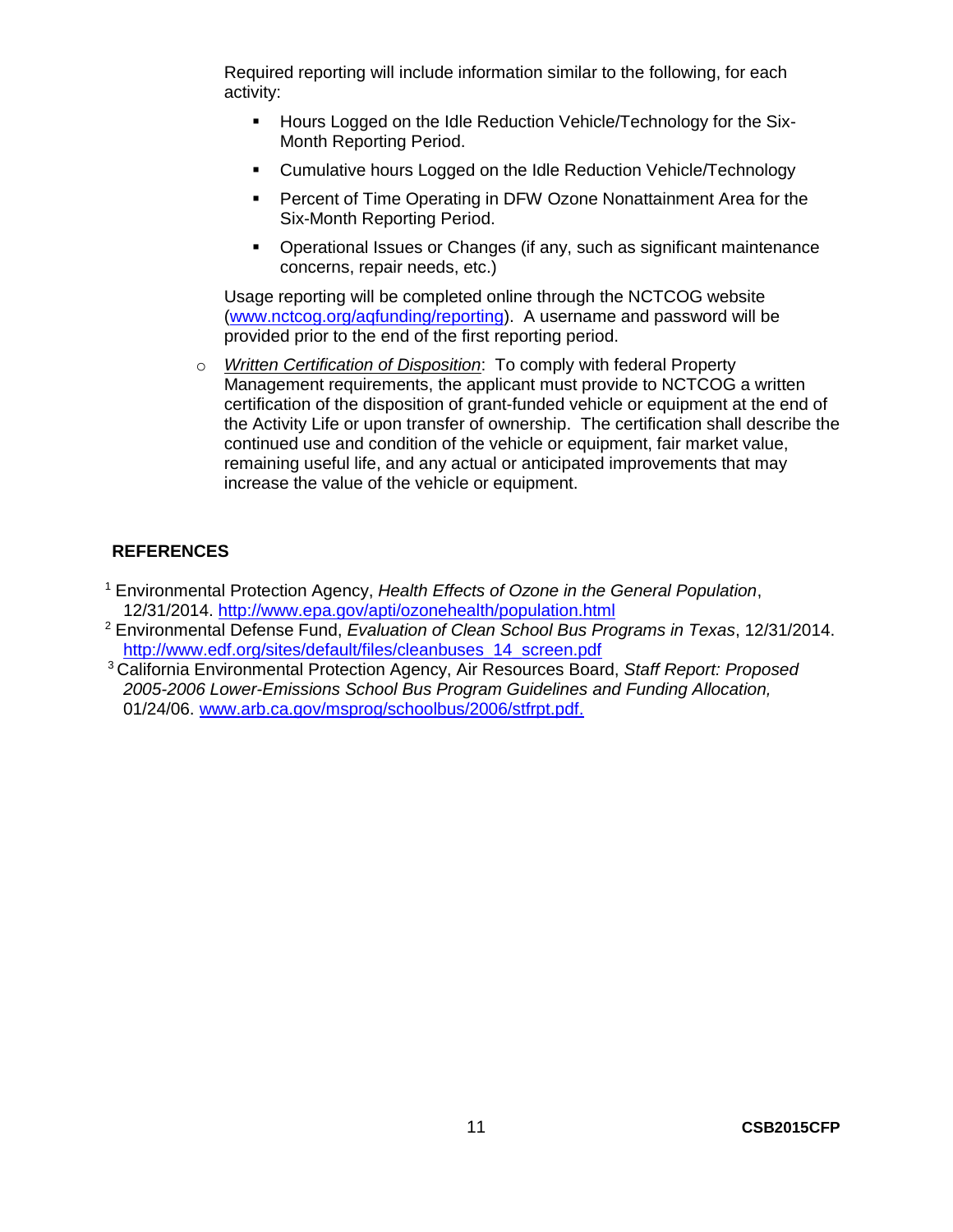Required reporting will include information similar to the following, for each activity:

- Hours Logged on the Idle Reduction Vehicle/Technology for the Six-Month Reporting Period.
- Cumulative hours Logged on the Idle Reduction Vehicle/Technology
- Percent of Time Operating in DFW Ozone Nonattainment Area for the Six-Month Reporting Period.
- Operational Issues or Changes (if any, such as significant maintenance concerns, repair needs, etc.)

Usage reporting will be completed online through the NCTCOG website (www.nctcog.org/aqfunding/reporting). A username and password will be provided prior to the end of the first reporting period.

- *Written Certification of Disposition*: To comply with federal Property Management requirements, the applicant must provide to NCTCOG a written certification of the disposition of grant-funded vehicle or equipment at the end of the Activity Life or upon transfer of ownership. The certification shall describe the continued use and condition of the vehicle or equipment, fair market value, remaining useful life, and any actual or anticipated improvements that may increase the value of the vehicle or equipment.

## REFERENCES

[1] Environmental Protection Agency, *Health Effects of Ozone in the General Population*, 12/31/2014. http://www.epa.gov/apti/ozonehealth/population.html

[2] Environmental Defense Fund, *Evaluation of Clean School Bus Programs in Texas*, 12/31/2014. http://www.edf.org/sites/default/files/cleanbuses_14_screen.pdf

[3] California Environmental Protection Agency, Air Resources Board, *Staff Report: Proposed 2005-2006 Lower-Emissions School Bus Program Guidelines and Funding Allocation,* 01/24/06. www.arb.ca.gov/msprog/schoolbus/2006/stfrpt.pdf.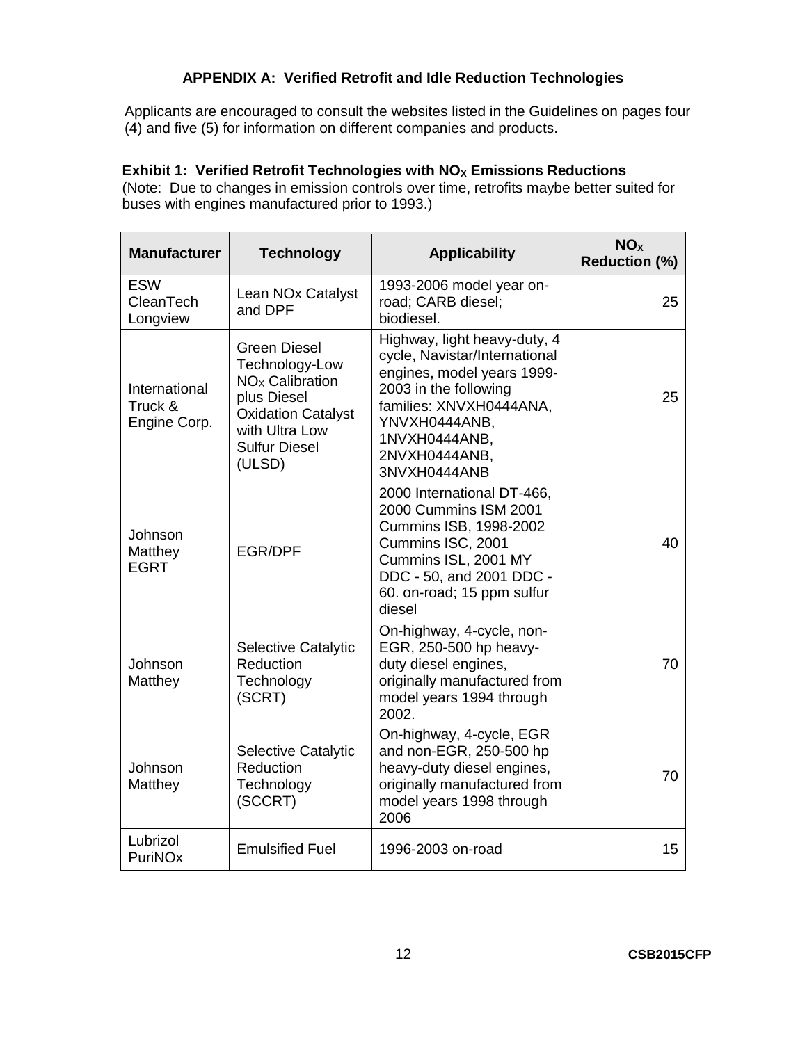## APPENDIX A: Verified Retrofit and Idle Reduction Technologies

Applicants are encouraged to consult the websites listed in the Guidelines on pages four (4) and five (5) for information on different companies and products.

### Exhibit 1: Verified Retrofit Technologies with $NO_X$ Emissions Reductions

(Note: Due to changes in emission controls over time, retrofits maybe better suited for buses with engines manufactured prior to 1993.)

| Manufacturer | Technology | Applicability | $NO_X$ Reduction (%) |
|---|---|---|---|
| ESW CleanTech Longview | Lean NOx Catalyst and DPF | 1993-2006 model year on-road; CARB diesel; biodiesel. | 25 |
| International Truck & Engine Corp. | Green Diesel Technology-Low $NO_X$ Calibration plus Diesel Oxidation Catalyst with Ultra Low Sulfur Diesel (ULSD) | Highway, light heavy-duty, 4 cycle, Navistar/International engines, model years 1999-2003 in the following families: XNVXH0444ANA, YNVXH0444ANB, 1NVXH0444ANB, 2NVXH0444ANB, 3NVXH0444ANB | 25 |
| Johnson Matthey EGRT | EGR/DPF | 2000 International DT-466, 2000 Cummins ISM 2001 Cummins ISB, 1998-2002 Cummins ISC, 2001 Cummins ISL, 2001 MY DDC - 50, and 2001 DDC - 60. on-road; 15 ppm sulfur diesel | 40 |
| Johnson Matthey | Selective Catalytic Reduction Technology (SCRT) | On-highway, 4-cycle, non-EGR, 250-500 hp heavy-duty diesel engines, originally manufactured from model years 1994 through 2002. | 70 |
| Johnson Matthey | Selective Catalytic Reduction Technology (SCCRT) | On-highway, 4-cycle, EGR and non-EGR, 250-500 hp heavy-duty diesel engines, originally manufactured from model years 1998 through 2006 | 70 |
| Lubrizol PuriNOx | Emulsified Fuel | 1996-2003 on-road | 15 |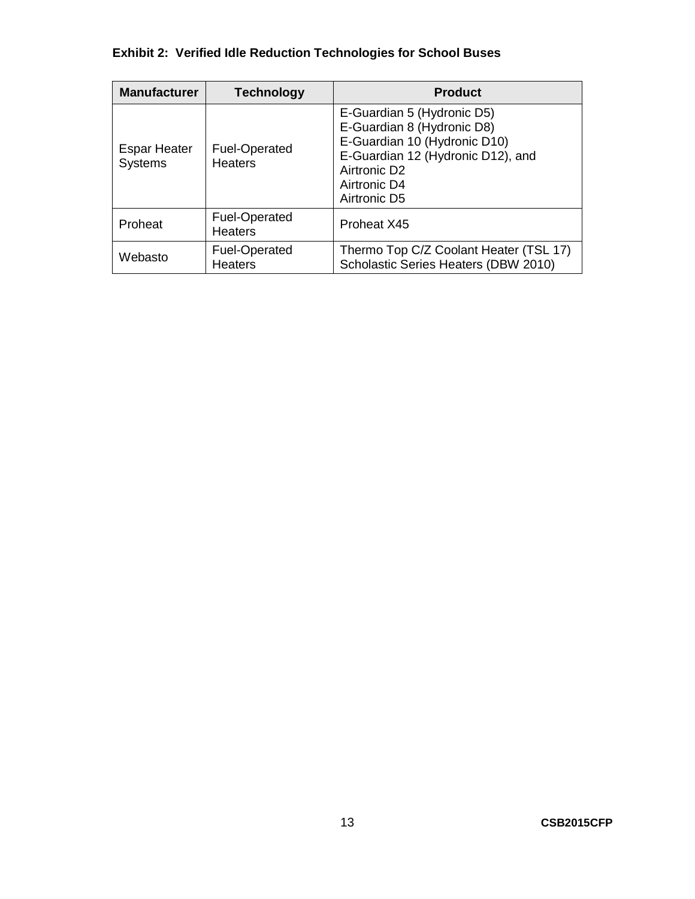**Exhibit 2: Verified Idle Reduction Technologies for School Buses**

| Manufacturer | Technology | Product |
| --- | --- | --- |
| Espar Heater Systems | Fuel-Operated Heaters | E-Guardian 5 (Hydronic D5)<br>E-Guardian 8 (Hydronic D8)<br>E-Guardian 10 (Hydronic D10)<br>E-Guardian 12 (Hydronic D12), and<br>Airtronic D2<br>Airtronic D4<br>Airtronic D5 |
| Proheat | Fuel-Operated Heaters | Proheat X45 |
| Webasto | Fuel-Operated Heaters | Thermo Top C/Z Coolant Heater (TSL 17)<br>Scholastic Series Heaters (DBW 2010) |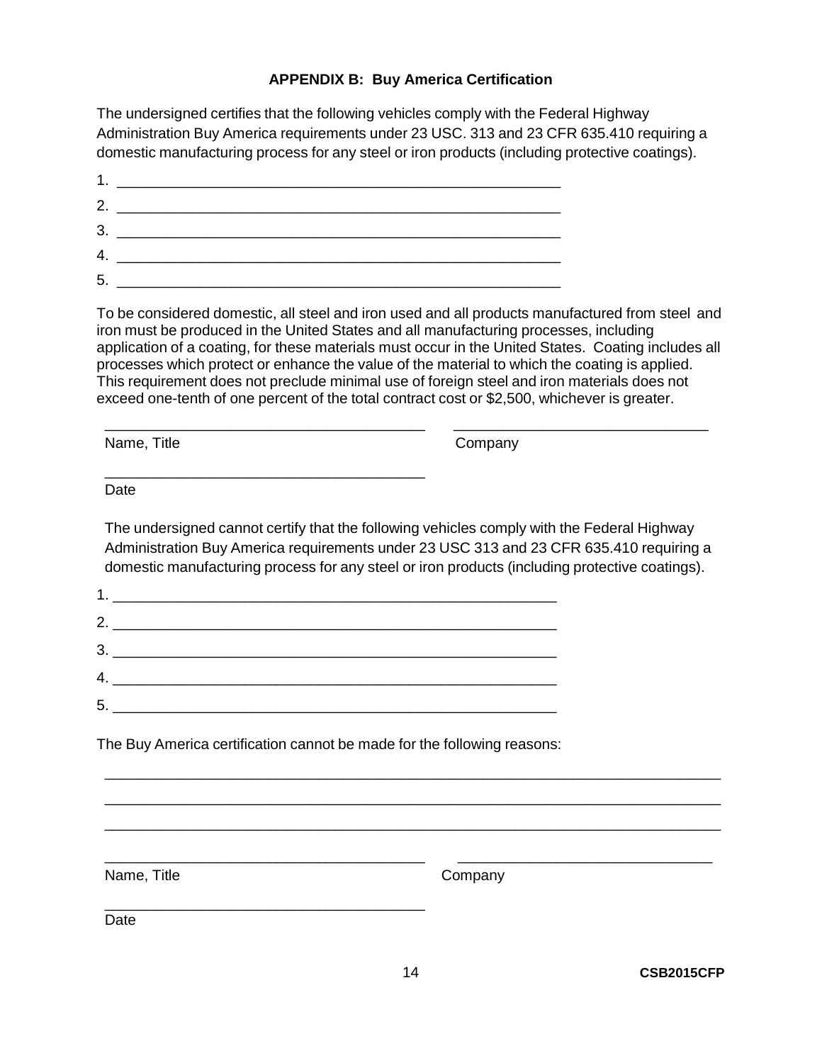### APPENDIX B: Buy America Certification

The undersigned certifies that the following vehicles comply with the Federal Highway Administration Buy America requirements under 23 USC. 313 and 23 CFR 635.410 requiring a domestic manufacturing process for any steel or iron products (including protective coatings).

1. ________________________________________________________
2. ________________________________________________________
3. ________________________________________________________
4. ________________________________________________________
5. ________________________________________________________

To be considered domestic, all steel and iron used and all products manufactured from steel and iron must be produced in the United States and all manufacturing processes, including application of a coating, for these materials must occur in the United States. Coating includes all processes which protect or enhance the value of the material to which the coating is applied. This requirement does not preclude minimal use of foreign steel and iron materials does not exceed one-tenth of one percent of the total contract cost or $2,500, whichever is greater.

________________________________________ ________________________________
Name, Title Company

________________________________________
Date

The undersigned cannot certify that the following vehicles comply with the Federal Highway Administration Buy America requirements under 23 USC 313 and 23 CFR 635.410 requiring a domestic manufacturing process for any steel or iron products (including protective coatings).

1. ________________________________________________________
2. ________________________________________________________
3. ________________________________________________________
4. ________________________________________________________
5. ________________________________________________________

The Buy America certification cannot be made for the following reasons:

_____________________________________________________________________________

_____________________________________________________________________________

_____________________________________________________________________________

________________________________________ ________________________________
Name, Title Company

________________________________________
Date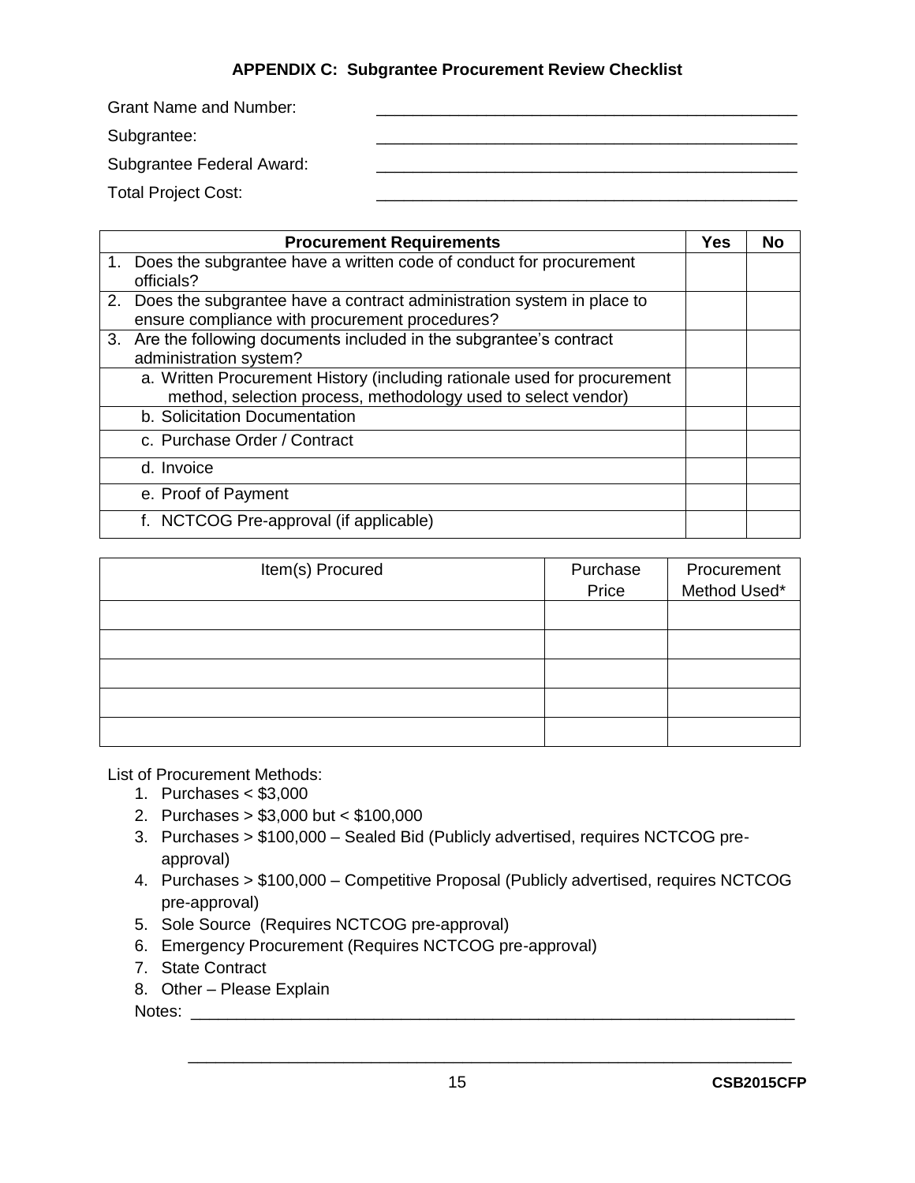## APPENDIX C: Subgrantee Procurement Review Checklist

Grant Name and Number: _______________________________________________

Subgrantee: _______________________________________________

Subgrantee Federal Award: _______________________________________________

Total Project Cost: _______________________________________________

| Procurement Requirements | Yes | No |
|---|---|---|
| 1. Does the subgrantee have a written code of conduct for procurement officials? | | |
| 2. Does the subgrantee have a contract administration system in place to ensure compliance with procurement procedures? | | |
| 3. Are the following documents included in the subgrantee's contract administration system? | | |
| a. Written Procurement History (including rationale used for procurement method, selection process, methodology used to select vendor) | | |
| b. Solicitation Documentation | | |
| c. Purchase Order / Contract | | |
| d. Invoice | | |
| e. Proof of Payment | | |
| f. NCTCOG Pre-approval (if applicable) | | |

| Item(s) Procured | Purchase Price | Procurement Method Used* |
|---|---|---|
| | | |
| | | |
| | | |
| | | |
| | | |

List of Procurement Methods:

1. Purchases < $3,000
2. Purchases > $3,000 but < $100,000
3. Purchases > $100,000 – Sealed Bid (Publicly advertised, requires NCTCOG pre-approval)
4. Purchases > $100,000 – Competitive Proposal (Publicly advertised, requires NCTCOG pre-approval)
5. Sole Source (Requires NCTCOG pre-approval)
6. Emergency Procurement (Requires NCTCOG pre-approval)
7. State Contract
8. Other – Please Explain

Notes: _______________________________________________________________________

_______________________________________________________________________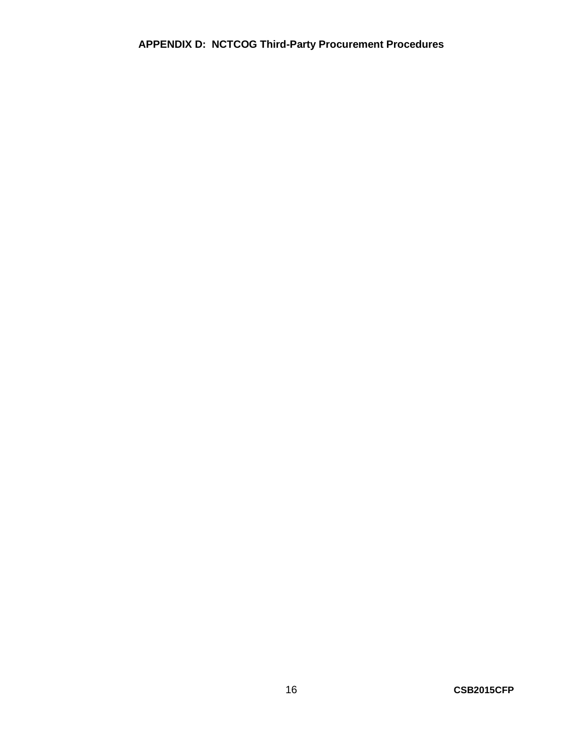**APPENDIX D: NCTCOG Third-Party Procurement Procedures**